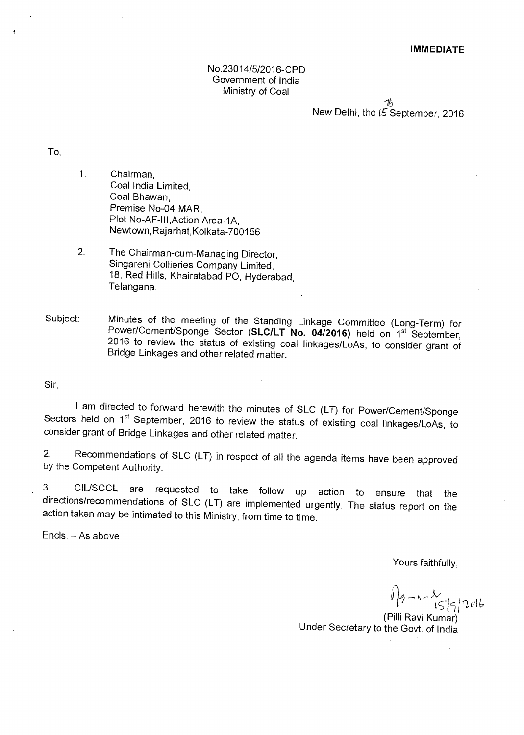**IMMEDIATE**

No.23014/5/2016-CPD
Government of India
Ministry of Coal

New Delhi, the 15th September, 2016

To,

1. Chairman,
   Coal India Limited,
   Coal Bhawan,
   Premise No-04 MAR,
   Plot No-AF-III, Action Area-1A,
   Newtown, Rajarhat, Kolkata-700156

2. The Chairman-cum-Managing Director,
   Singareni Collieries Company Limited,
   18, Red Hills, Khairatabad PO, Hyderabad,
   Telangana.

Subject: Minutes of the meeting of the Standing Linkage Committee (Long-Term) for Power/Cement/Sponge Sector (**SLC/LT No. 04/2016**) held on 1st September, 2016 to review the status of existing coal linkages/LoAs, to consider grant of Bridge Linkages and other related matter.

Sir,

I am directed to forward herewith the minutes of SLC (LT) for Power/Cement/Sponge Sectors held on 1st September, 2016 to review the status of existing coal linkages/LoAs, to consider grant of Bridge Linkages and other related matter.

2. Recommendations of SLC (LT) in respect of all the agenda items have been approved by the Competent Authority.

3. CIL/SCCL are requested to take follow up action to ensure that the directions/recommendations of SLC (LT) are implemented urgently. The status report on the action taken may be intimated to this Ministry, from time to time.

Encls. – As above.

Yours faithfully,

15/9/2016

(Pilli Ravi Kumar)
Under Secretary to the Govt. of India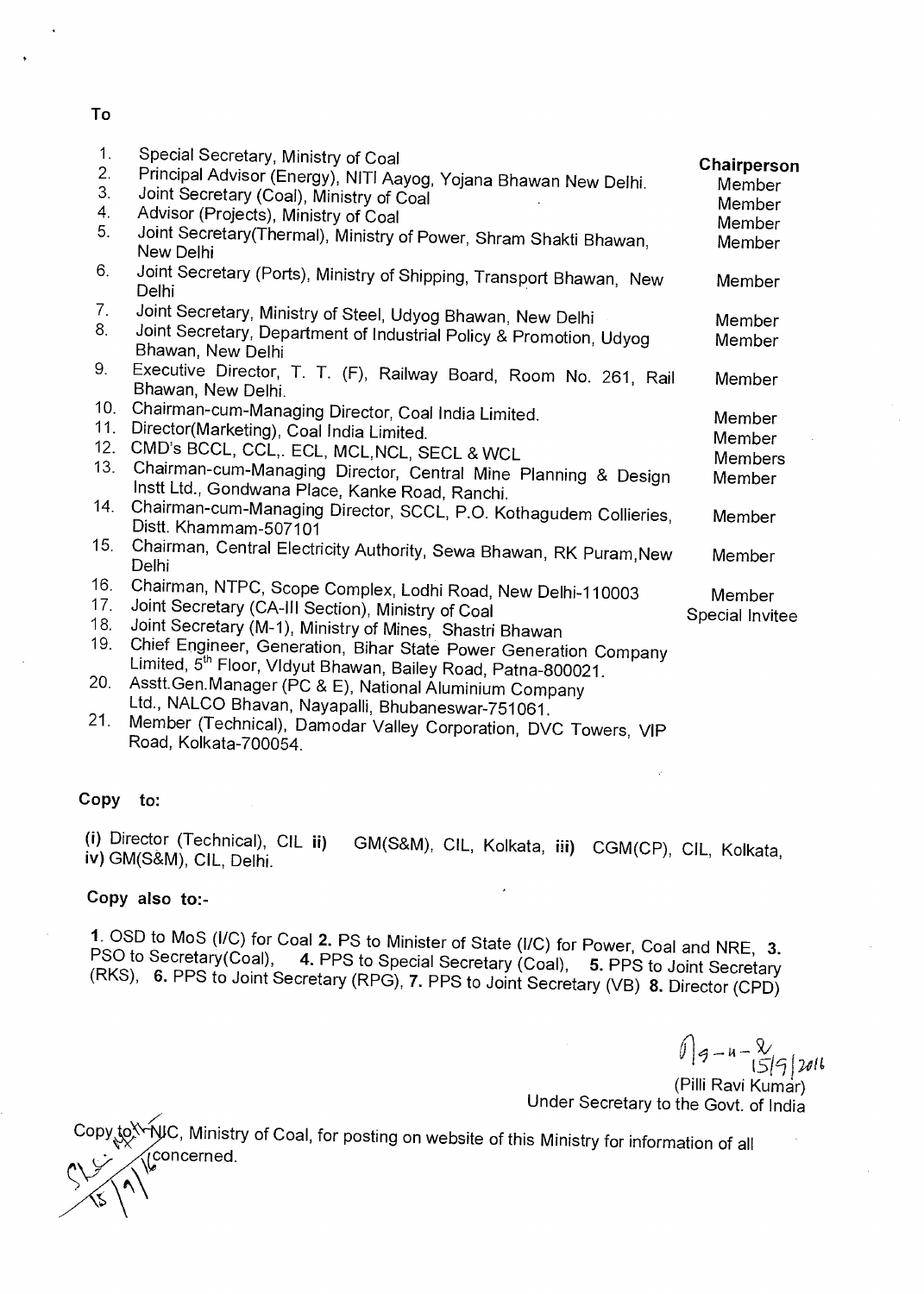To

| | | |
|---|---|---|
| 1. | Special Secretary, Ministry of Coal | **Chairperson** |
| 2. | Principal Advisor (Energy), NITI Aayog, Yojana Bhawan New Delhi. | Member |
| 3. | Joint Secretary (Coal), Ministry of Coal | Member |
| 4. | Advisor (Projects), Ministry of Coal | Member |
| 5. | Joint Secretary(Thermal), Ministry of Power, Shram Shakti Bhawan, New Delhi | Member |
| 6. | Joint Secretary (Ports), Ministry of Shipping, Transport Bhawan, New Delhi | Member |
| 7. | Joint Secretary, Ministry of Steel, Udyog Bhawan, New Delhi | Member |
| 8. | Joint Secretary, Department of Industrial Policy & Promotion, Udyog Bhawan, New Delhi | Member |
| 9. | Executive Director, T. T. (F), Railway Board, Room No. 261, Rail Bhawan, New Delhi. | Member |
| 10. | Chairman-cum-Managing Director, Coal India Limited. | Member |
| 11. | Director(Marketing), Coal India Limited. | Member |
| 12. | CMD's BCCL, CCL,. ECL, MCL,NCL, SECL & WCL | Members |
| 13. | Chairman-cum-Managing Director, Central Mine Planning & Design Instt Ltd., Gondwana Place, Kanke Road, Ranchi. | Member |
| 14. | Chairman-cum-Managing Director, SCCL, P.O. Kothagudem Collieries, Distt. Khammam-507101 | Member |
| 15. | Chairman, Central Electricity Authority, Sewa Bhawan, RK Puram,New Delhi | Member |
| 16. | Chairman, NTPC, Scope Complex, Lodhi Road, New Delhi-110003 | Member |
| 17. | Joint Secretary (CA-III Section), Ministry of Coal | Special Invitee |
| 18. | Joint Secretary (M-1), Ministry of Mines, Shastri Bhawan | |
| 19. | Chief Engineer, Generation, Bihar State Power Generation Company Limited, 5th Floor, VIdyut Bhawan, Bailey Road, Patna-800021. | |
| 20. | Asstt.Gen.Manager (PC & E), National Aluminium Company Ltd., NALCO Bhavan, Nayapalli, Bhubaneswar-751061. | |
| 21. | Member (Technical), Damodar Valley Corporation, DVC Towers, VIP Road, Kolkata-700054. | |

**Copy to:**

**(i)** Director (Technical), CIL **ii)** GM(S&M), CIL, Kolkata, **iii)** CGM(CP), CIL, Kolkata, **iv)** GM(S&M), CIL, Delhi.

**Copy also to:-**

**1.** OSD to MoS (I/C) for Coal **2.** PS to Minister of State (I/C) for Power, Coal and NRE, **3.** PSO to Secretary(Coal), **4.** PPS to Special Secretary (Coal), **5.** PPS to Joint Secretary (RKS), **6.** PPS to Joint Secretary (RPG), **7.** PPS to Joint Secretary (VB) **8.** Director (CPD)

15/9/2016
(Pilli Ravi Kumar)
Under Secretary to the Govt. of India

Copy to NIC, Ministry of Coal, for posting on website of this Ministry for information of all concerned.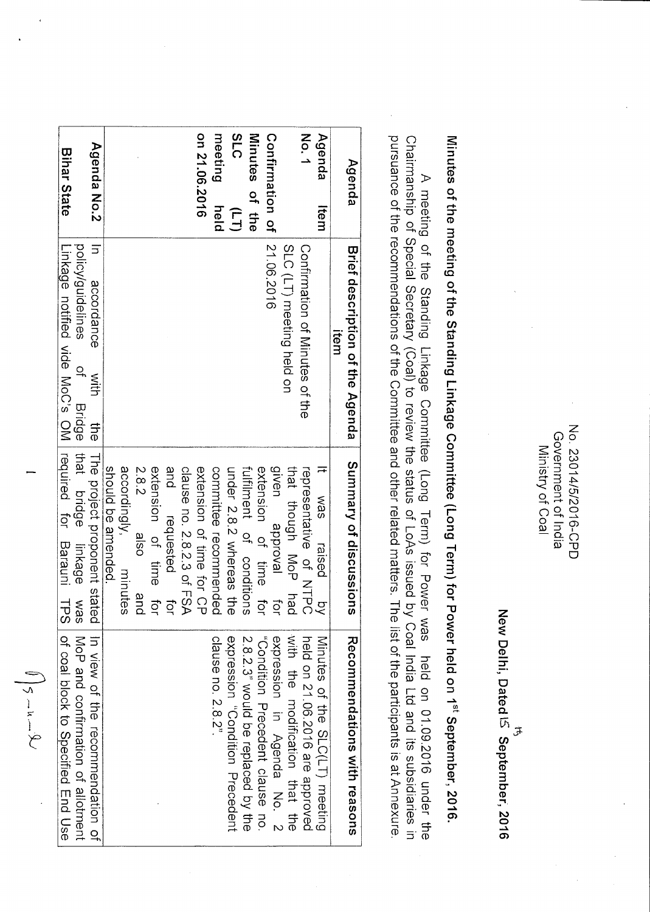No. 23014/5/2016-CPD
Government of India
Ministry of Coal

New Delhi, Dated 15th September, 2016

**Minutes of the meeting of the Standing Linkage Committee (Long Term) for Power held on 1st September, 2016.**

A meeting of the Standing Linkage Committee (Long Term) for Power was held on 01.09.2016 under the Chairmanship of Special Secretary (Coal) to review the status of LoAs issued by Coal India Ltd and its subsidiaries in pursuance of the recommendations of the Committee and other related matters. The list of the participants is at Annexure.

| Agenda | Brief description of the Agenda item | Summary of discussions | Recommendations with reasons |
|---|---|---|---|
| **Agenda Item No. 1** **Confirmation of Minutes of the SLC (LT) meeting held on 21.06.2016** | Confirmation of Minutes of the SLC (LT) meeting held on 21.06.2016 | It was raised by representative of NTPC that though MoP had given approval for extension of time for fulfillment of conditions under 2.8.2 whereas the committee recommended extension of time for CP clause no. 2.8.2.3 of FSA and requested for extension of time for 2.8.2 also and accordingly, minutes should be amended. | Minutes of the SLC(LT) meeting held on 21.06.2016 are approved with the modification that the expression in Agenda No. 2 "Condition Precedent clause no. 2.8.2.3" would be replaced by the expression "Condition Precedent clause no. 2.8.2". |
| **Agenda No.2** **Bihar State** | In accordance with the policy/guidelines of Bridge Linkage notified vide MoC's OM | The project proponent stated that bridge linkage was required for Barauni TPS | In view of the recommendation of MoP and confirmation of allotment of coal block to Specified End Use |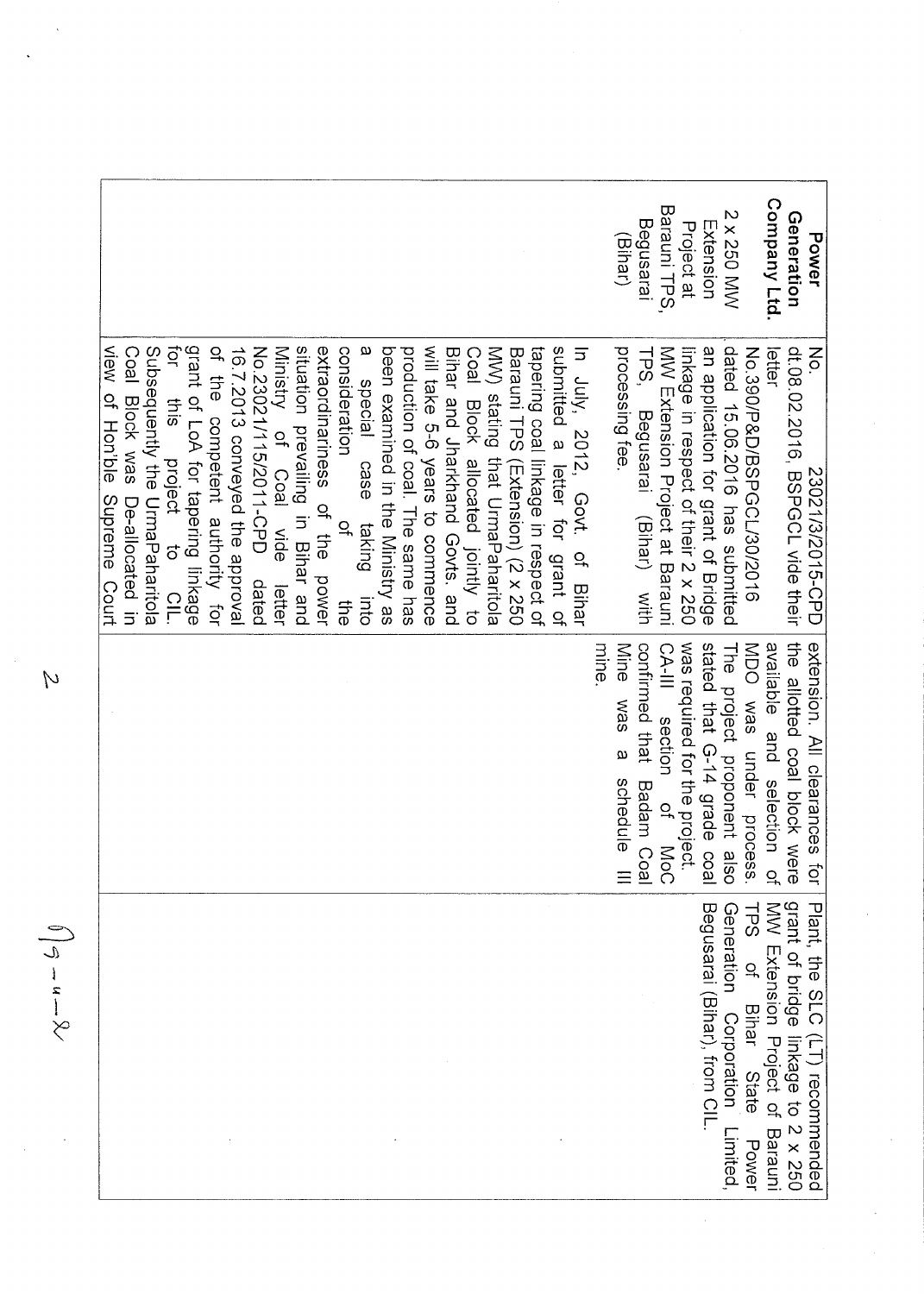| | | | |
|---|---|---|---|
| **Power Generation Company Ltd.** 2 x 250 MW Extension Project at Barauni TPS, Begusarai (Bihar) | No. 23021/3/2015-CPD dt.08.02.2016, BSPGCL vide their letter No.390/P&D/BSPGCL/30/2016 dated 15.06.2016 has submitted an application for grant of Bridge linkage in respect of their 2 x 250 MW Extension Project at Barauni TPS, Begusarai (Bihar) with processing fee.<br><br>In July, 2012, Govt. of Bihar submitted a letter for grant of tapering coal linkage in respect of Barauni TPS (Extension) (2 x 250 MW) stating that UrmaPaharitola Coal Block allocated jointly to Bihar and Jharkhand Govts. and will take 5-6 years to commence production of coal. The same has been examined in the Ministry as a special case taking into consideration of the extraordinariness of the power situation prevailing in Bihar and Ministry of Coal vide letter No.23021/115/2011-CPD dated 16.7.2013 conveyed the approval of the competent authority for grant of LoA for tapering linkage for this project to CIL. Subsequently the UrmaPaharitola Coal Block was De-allocated in view of Hon'ble Supreme Court | extension. All clearances for the allotted coal block were available and selection of MDO was under process. The project proponent also stated that G-14 grade coal was required for the project. CA-III section of MoC confirmed that Badam Coal Mine was a schedule III mine. | Plant, the SLC (LT) recommended grant of bridge linkage to 2 x 250 MW Extension Project of Barauni TPS of Bihar State Power Generation Corporation Limited, Begusarai (Bihar), from CIL. |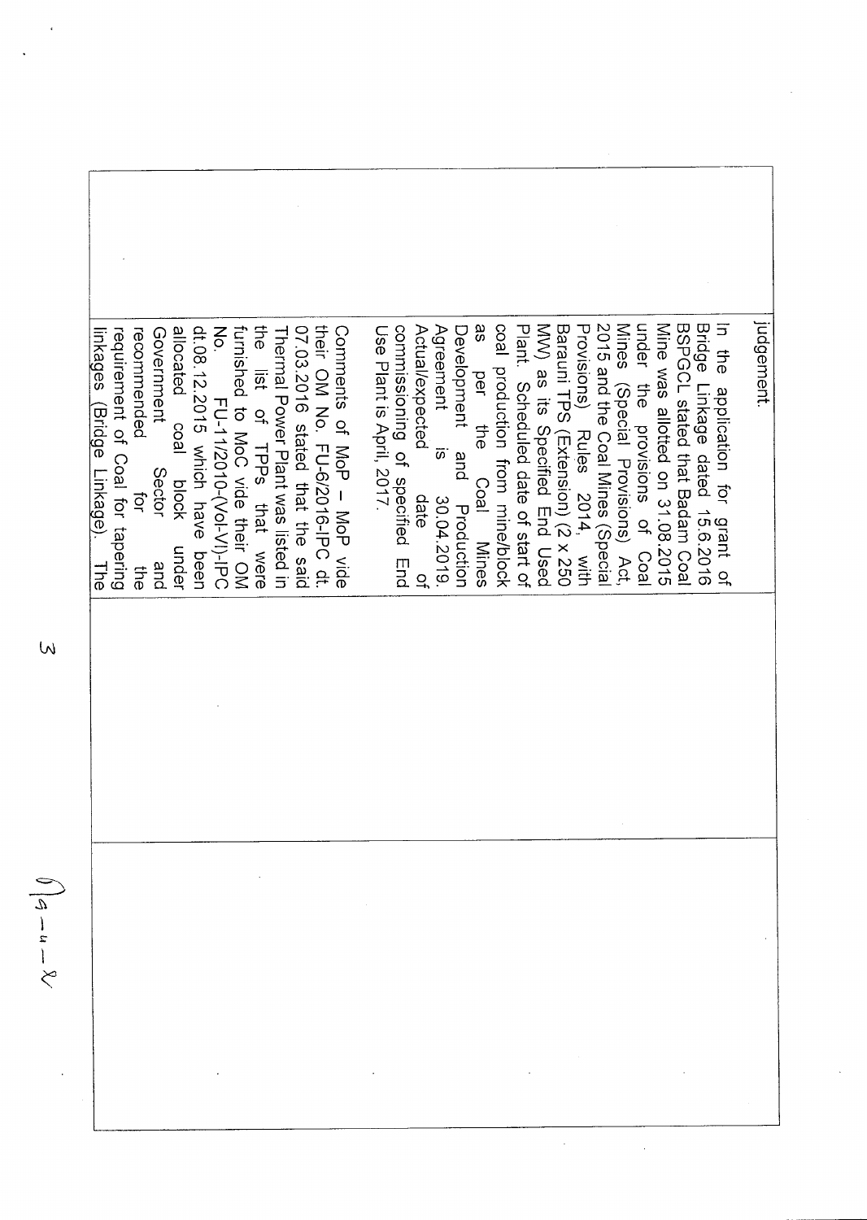| | | | |
|---|---|---|---|
| | judgement.<br><br>In the application for grant of Bridge Linkage dated 15.6.2016 BSPGCL stated that Badam Coal Mine was allotted on 31.08.2015 under the provisions of Coal Mines (Special Provisions) Act, 2015 and the Coal Mines (Special Provisions) Rules 2014, with Barauni TPS (Extension) (2 x 250 MW) as its Specified End Used Plant. Scheduled date of start of coal production from mine/block as per the Coal Mines Development and Production Agreement is 30.04.2019. Actual/expected date of commissioning of specified End Use Plant is April, 2017.<br><br>Comments of MoP – MoP vide their OM No. FU-6/2016-IPC dt. 07.03.2016 stated that the said Thermal Power Plant was listed in the list of TPPs that were furnished to MoC vide their OM No. FU-11/2010-(Vol-VI)-IPC dt.08.12.2015 which have been allocated coal block under Government Sector and recommended for the requirement of Coal for tapering linkages (Bridge Linkage). The | | |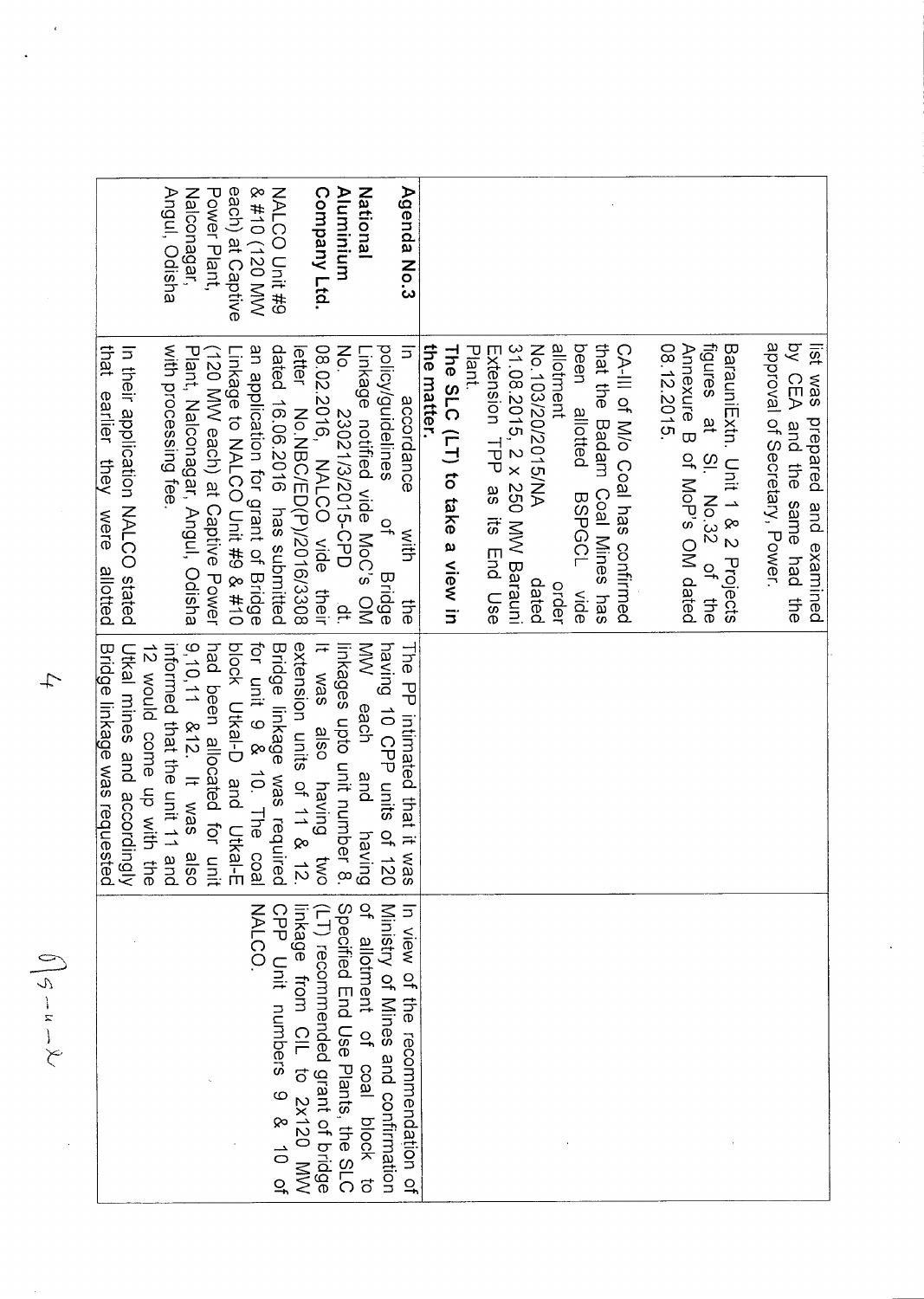| | | | |
|---|---|---|---|
| | list was prepared and examined by CEA and the same had the approval of Secretary, Power.<br><br>BarauniExtn. Unit 1 & 2 Projects figures at Sl. No.32 of the Annexure B of MoP's OM dated 08.12.2015.<br><br>CA-III of M/o Coal has confirmed that the Badam Coal Mines has been allotted BSPGCL vide allotment order No.103/20/2015/NA dated 31.08.2015, 2 x 250 MW Barauni Extension TPP as its End Use Plant.<br><br>**The SLC (LT) to take a view in the matter.** | | |
| **Agenda No.3**<br><br>**National Aluminium Company Ltd.**<br><br>NALCO Unit #9 & #10 (120 MW each) at Captive Power Plant, Nalconagar, Angul, Odisha | In accordance with the policy/guidelines of Bridge Linkage notified vide MoC's OM No. 23021/3/2015-CPD dt. 08.02.2016, NALCO vide their letter No.NBC/ED(P)/2016/3308 dated 16.06.2016 has submitted an application for grant of Bridge Linkage to NALCO Unit #9 & #10 (120 MW each) at Captive Power Plant, Nalconagar, Angul, Odisha with processing fee.<br><br>In their application NALCO stated that earlier they were allotted | The PP intimated that it was having 10 CPP units of 120 MW each and having linkages upto unit number 8. It was also having two extension units of 11 & 12. Bridge linkage was required for unit 9 & 10. The coal block Utkal-D and Utkal-E had been allocated for unit 9,10,11 &12. It was also informed that the unit 11 and 12 would come up with the Utkal mines and accordingly Bridge linkage was requested | In view of the recommendation of Ministry of Mines and confirmation of allotment of coal block to Specified End Use Plants, the SLC (LT) recommended grant of bridge linkage from CIL to 2x120 MW CPP Unit numbers 9 & 10 of NALCO. |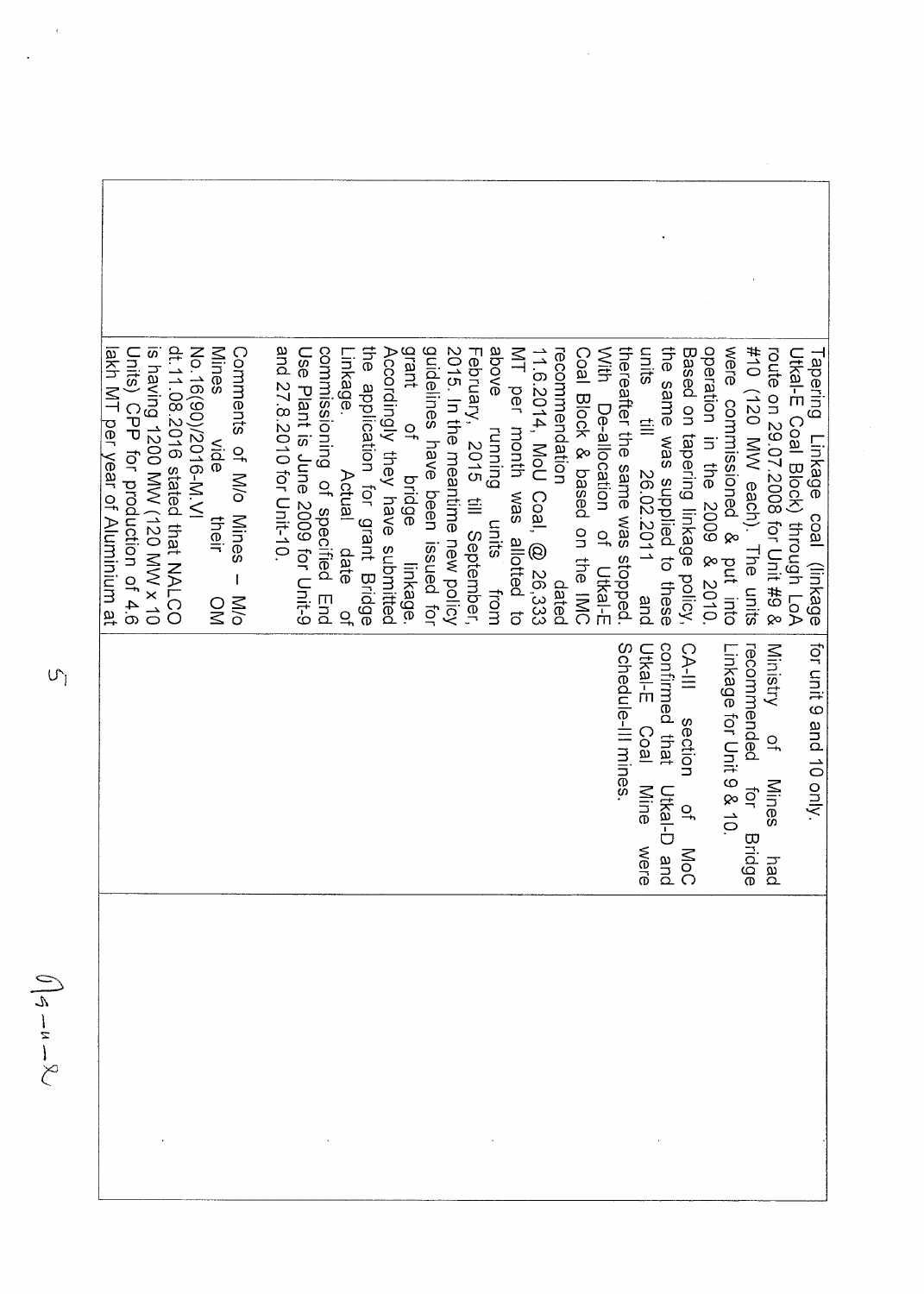| | | | |
|---|---|---|---|
| | Tapering Linkage coal (linkage Utkal-E Coal Block) through LoA route on 29.07.2008 for Unit #9 & #10 (120 MW each). The units were commissioned & put into operation in the 2009 & 2010. Based on tapering linkage policy, the same was supplied to these units till 26.02.2011 and thereafter the same was stopped. With De-allocation of Utkal-E Coal Block & based on the IMC recommendation dated 11.6.2014, MoU Coal, @ 26,333 MT per month was allotted to above running units from February, 2015 till September, 2015. In the meantime new policy guidelines have been issued for grant of bridge linkage. Accordingly they have submitted the application for grant Bridge Linkage. Actual date of commissioning of specified End Use Plant is June 2009 for Unit-9 and 27.8.2010 for Unit-10.<br><br>Comments of M/o Mines – M/o Mines vide their OM No.16(90)/2016-M.VI dt.11.08.2016 stated that NALCO is having 1200 MW (120 MW x 10 Units) CPP for production of 4.6 lakh MT per year of Aluminium at | for unit 9 and 10 only.<br><br>Ministry of Mines had recommended for Bridge Linkage for Unit 9 & 10.<br><br>CA-III section of MoC confirmed that Utkal-D and Utkal-E Coal Mine were Schedule-III mines. | |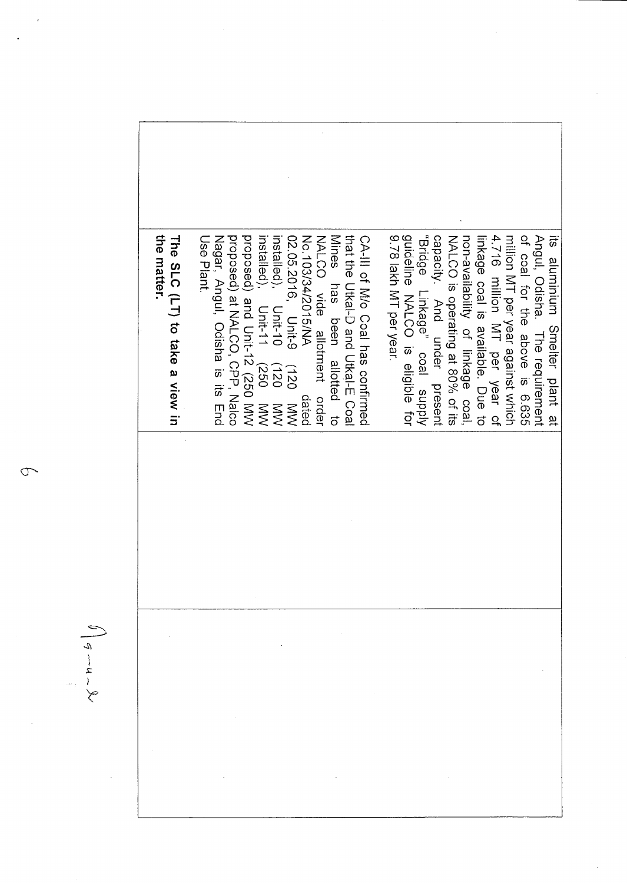| | | | |
|---|---|---|---|
| | its aluminium Smelter plant at Angul, Odisha. The requirement of coal for the above is 6.635 million MT per year against which 4.716 million MT per year of linkage coal is available. Due to non-availability of linkage coal, NALCO is operating at 80% of its capacity. And under present "Bridge Linkage" coal supply guideline NALCO is eligible for 9.78 lakh MT per year.<br><br>CA-III of M/o Coal has confirmed that the Utkal-D and Utkal-E Coal Mines has been allotted to NALCO vide allotment order No.103/34/2015/NA dated 02.05.2016. Unit-9 (120 MW installed), Unit-10 (120 MW installed), Unit-11 (250 MW proposed) and Unit-12 (250 MW proposed) at NALCO, CPP, Nalco Nagar, Angul, Odisha is its End Use Plant.<br><br>**The SLC (LT) to take a view in the matter.** | | |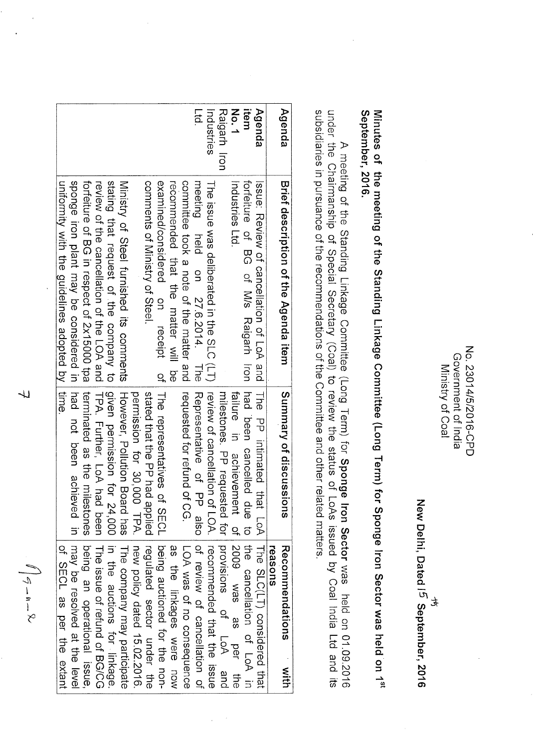No. 23014/5/2016-CPD
Government of India
Ministry of Coal

New Delhi, Dated 15 September, 2016

**Minutes of the meeting of the Standing Linkage Committee (Long Term) for Sponge Iron Sector was held on 1st September, 2016.**

A meeting of the Standing Linkage Committee (Long Term) for **Sponge Iron Sector** was held on 01.09.2016 under the Chairmanship of Special Secretary (Coal) to review the status of LoAs issued by Coal India Ltd and its subsidiaries in pursuance of the recommendations of the Committee and other related matters.

| Agenda | Brief description of the Agenda item | Summary of discussions | Recommendations with reasons |
|---|---|---|---|
| **Agenda item No. 1** Raigarh Iron Industries Ltd. | Issue: Review of cancellation of LoA and forfeiture of BG of M/s Raigarh Iron Industries Ltd.<br><br>The issue was deliberated in the SLC (LT) meeting held on 27.6.2014. The committee took a note of the matter and recommended that the matter will be examined/considered on receipt of comments of Ministry of Steel.<br><br>Ministry of Steel furnished its comments stating that request of the company to review of the cancellation of the LOA and forfeiture of BG in respect of 2x15000 tpa sponge iron plant may be considered in uniformity with the guidelines adopted by time. | The PP intimated that LoA had been cancelled due to failure in achievement of milestones. PP requested for review of cancellation of LOA. Representative of PP also requested for refund of CG.<br><br>The representatives of SECL stated that the PP had applied permission for 30,000 TPA. However, Pollution Board has given permission for 24,000 TPA. Further, LoA had been terminated as the milestones had not been achieved in time. | The SLC(LT) considered that the cancellation of LoA in 2009 was as per the provisions of LoA and recommended that the issue of review of cancellation of LOA was of no consequence as the linkages were now being auctioned for the non-regulated sector under the new policy dated 15.02.2016. The company may participate in the auctions for linkage. The issue of refund of BG/CG being an operational issue, may be resolved at the level of SECL as per the extant |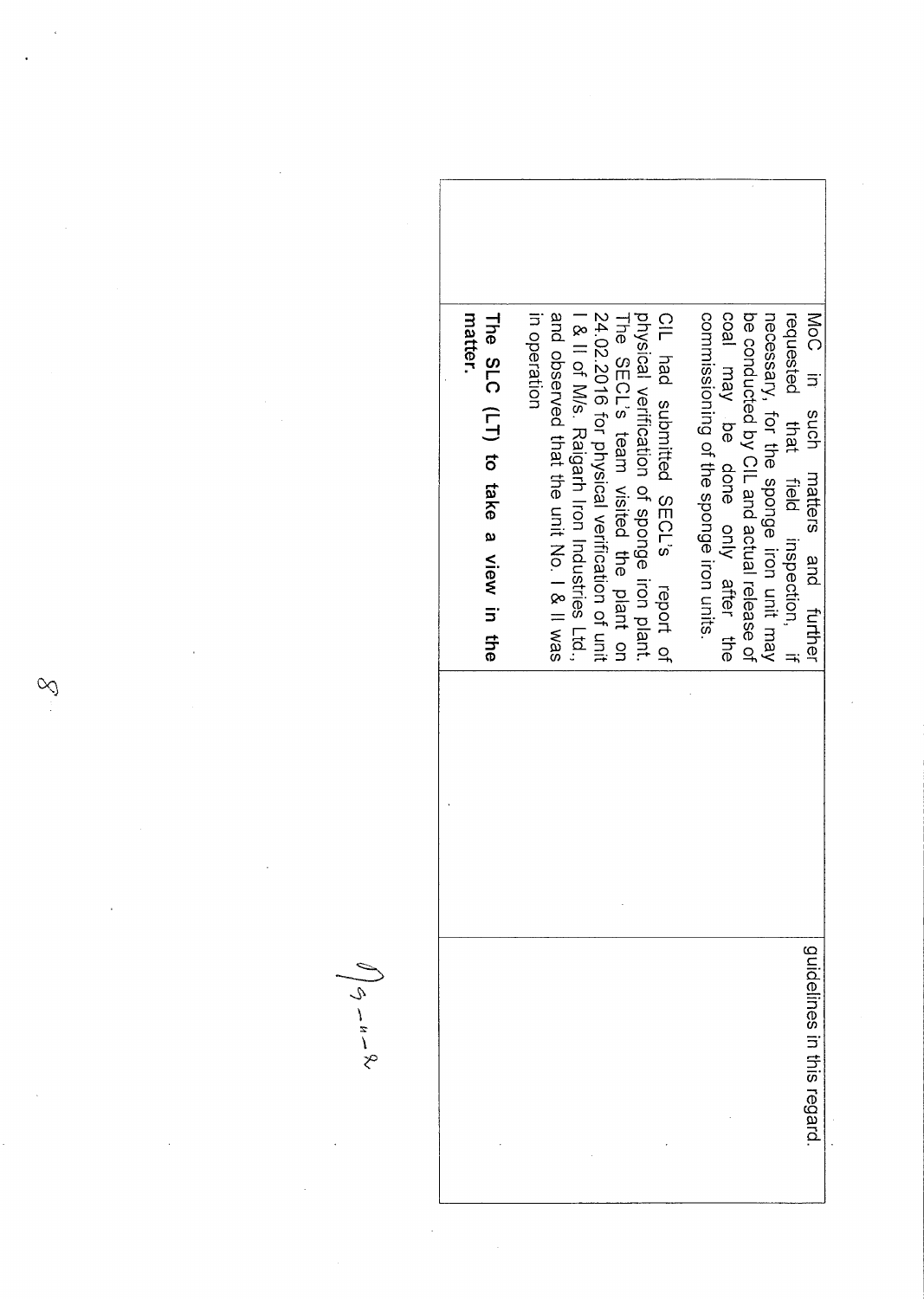| | | | |
|---|---|---|---|
| | MoC in such matters and further requested that field inspection, if necessary, for the sponge iron unit may be conducted by CIL and actual release of coal may be done only after the commissioning of the sponge iron units.<br><br>CIL had submitted SECL's report of physical verification of sponge iron plant. The SECL's team visited the plant on 24.02.2016 for physical verification of unit I & II of M/s. Raigarh Iron Industries Ltd., and observed that the unit No. I & II was in operation<br><br>**The SLC (LT) to take a view in the matter.** | | guidelines in this regard. |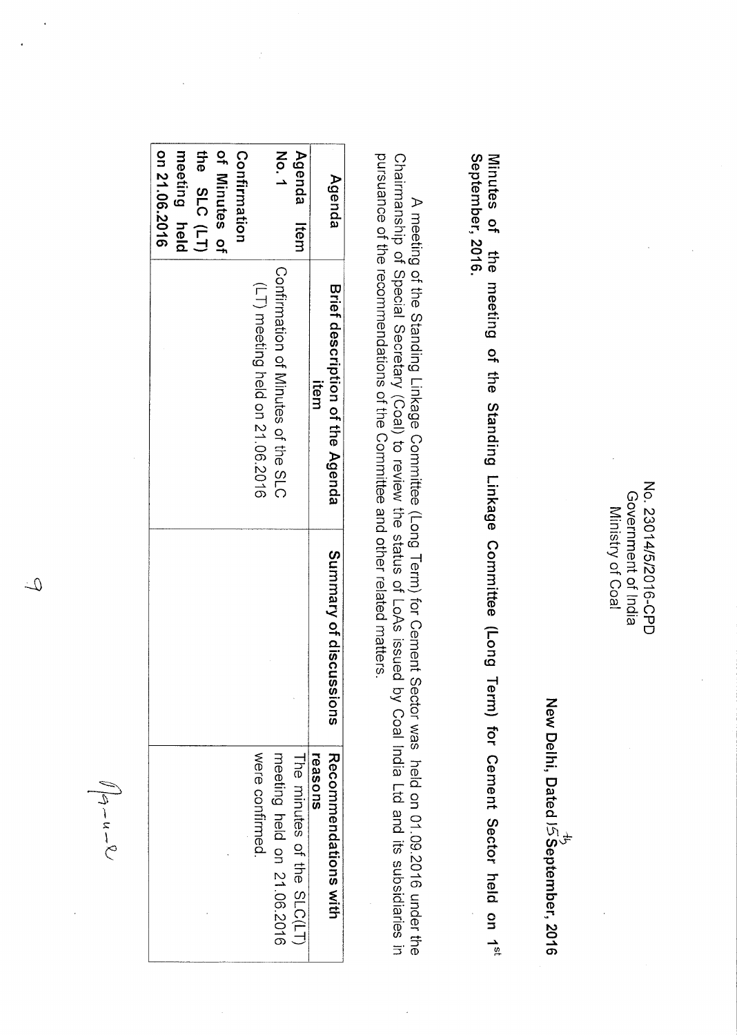No. 23014/5/2016-CPD
Government of India
Ministry of Coal

New Delhi, Dated 15th September, 2016

**Minutes of the meeting of the Standing Linkage Committee (Long Term) for Cement Sector held on 1st September, 2016.**

A meeting of the Standing Linkage Committee (Long Term) for Cement Sector was held on 01.09.2016 under the Chairmanship of Special Secretary (Coal) to review the status of LoAs issued by Coal India Ltd and its subsidiaries in pursuance of the recommendations of the Committee and other related matters.

| Agenda | Brief description of the Agenda item | Summary of discussions | Recommendations with reasons |
|---|---|---|---|
| **Agenda Item No. 1** **Confirmation of Minutes of the SLC (LT) meeting held on 21.06.2016** | Confirmation of Minutes of the SLC (LT) meeting held on 21.06.2016 | | The minutes of the SLC(LT) meeting held on 21.06.2016 were confirmed. |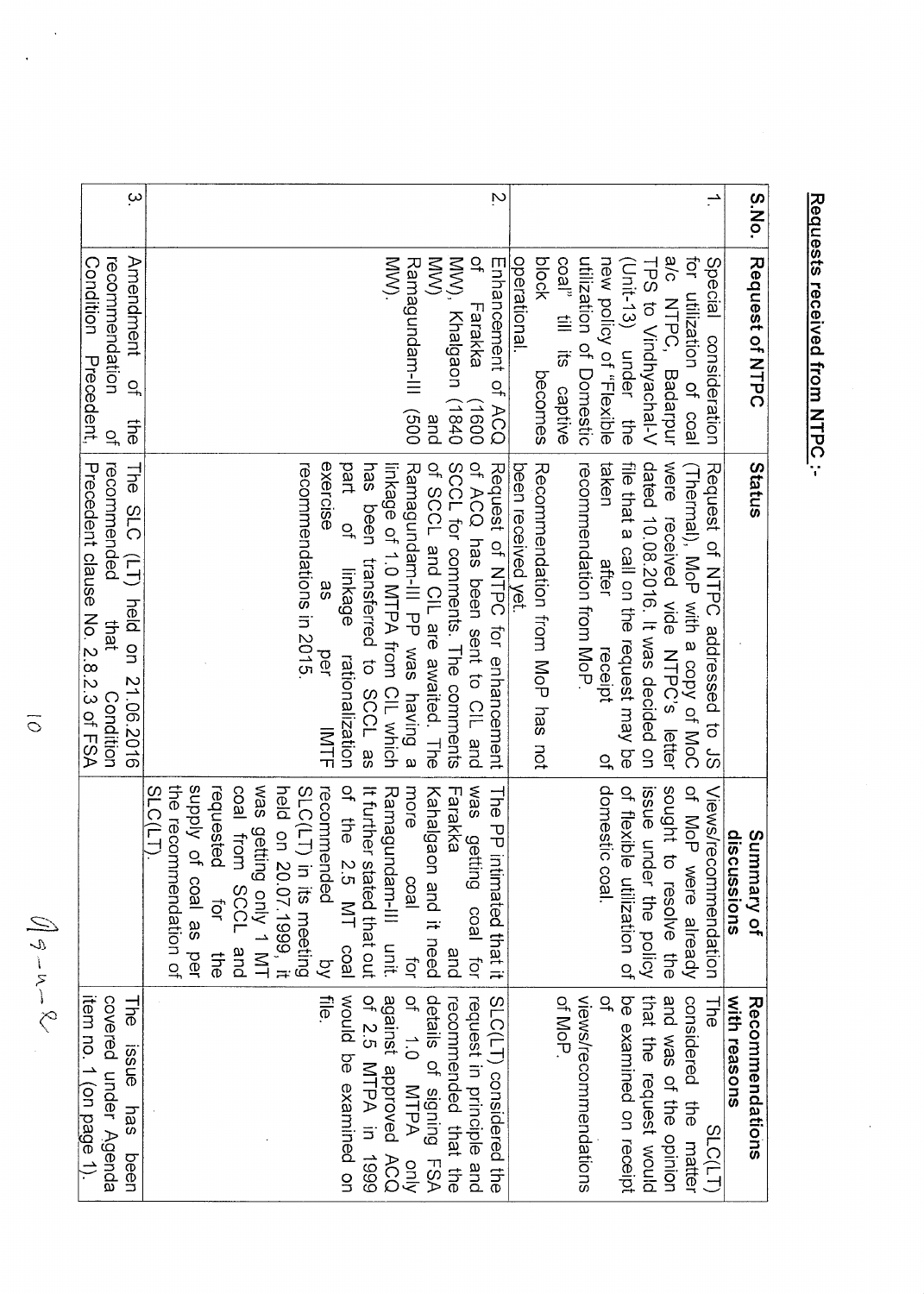## Requests received from NTPC :-

| S.No. | Request of NTPC | Status | Summary of discussions | Recommendations with reasons |
|---|---|---|---|---|
| 1. | Special consideration for utilization of coal a/c NTPC, Badarpur TPS to Vindhyachal-V (Unit-13) under the new policy of "Flexible utilization of Domestic coal" till its captive block becomes operational. | Request of NTPC addressed to JS (Thermal), MoP with a copy of MoC were received vide NTPC's letter dated 10.08.2016. It was decided on file that a call on the request may be taken after receipt of recommendation from MoP. Recommendation from MoP has not been received yet. | Views/recommendation of MoP were already sought to resolve the issue under the policy of flexible utilization of domestic coal. | The SLC(LT) considered the matter and was of the opinion that the request would be examined on receipt of views/recommendations of MoP. |
| 2. | Enhancement of ACQ of Farakka (1600 MW), Khalgaon (1840 MW) and Ramagundam-III (500 MW). | Request of NTPC for enhancement of ACQ has been sent to CIL and SCCL for comments. The comments of SCCL and CIL are awaited. The Ramagundam-III PP was having a linkage of 1.0 MTPA from CIL which has been transferred to SCCL as part of linkage rationalization exercise as per IMTF recommendations in 2015. | The PP intimated that it was getting coal for Farakka and Kahalgaon and it need more coal for Ramagundam-III unit. It further stated that out of the 2.5 MT coal recommended by SLC(LT) in its meeting held on 20.07.1999, it was getting only 1 MT coal from SCCL and requested for the supply of coal as per the recommendation of SLC(LT). | SLC(LT) considered the request in principle and recommended that the details of signing FSA of 1.0 MTPA only against approved ACQ of 2.5 MTPA in 1999 would be examined on file. |
| 3. | Amendment of the recommendation of Condition Precedent, | The SLC (LT) held on 21.06.2016 recommended that Condition Precedent clause No. 2.8.2.3 of FSA | | The issue has been covered under Agenda item no. 1 (on page 1). |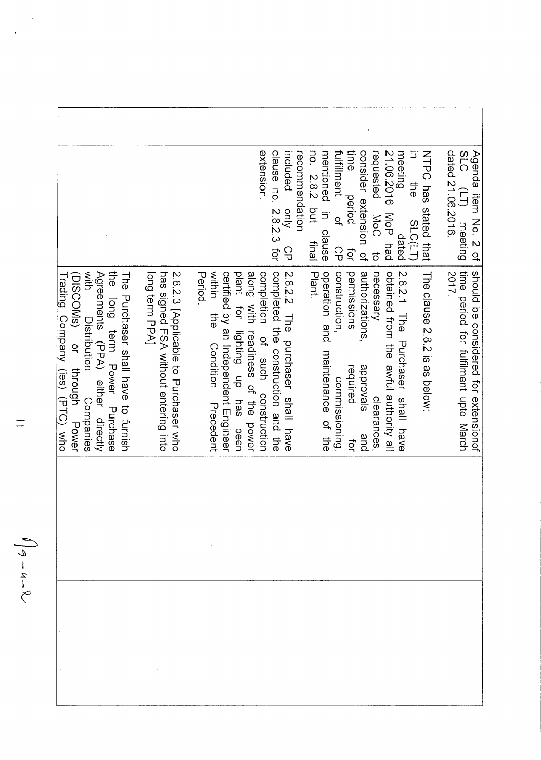| | | | | |
|---|---|---|---|---|
| | Agenda item No. 2 of SLC (LT) meeting dated 21.06.2016.<br><br>NTPC has stated that in the SLC(LT) meeting dated 21.06.2016 MoP had requested MoC to consider extension of time period for fulfillment of CP mentioned in clause no. 2.8.2 but final recommendation included only CP clause no. 2.8.2.3 for extension. | should be considered for extensionof time period for fulfilment upto March 2017.<br><br>The clause 2.8.2 is as below:<br><br>2.8.2.1 The Purchaser shall have obtained from the lawful authority all necessary clearances, authorizations, approvals and permissions required for construction, commissioning, operation and maintenance of the Plant.<br><br>2.8.2.2 The purchaser shall have completed the construction and the completion of such construction along with readiness of the power plant for lighting up has been certified by an Independent Engineer within the Condition Precedent Period.<br><br>2.8.2.3 [Applicable to Purchaser who has signed FSA without entering into long term PPA]<br><br>The Purchaser shall have to furnish the long term Power Purchase Agreements (PPA) either directly with Distribution Companies (DISCOMs) or through Power Trading Company (ies) (PTC) who | | |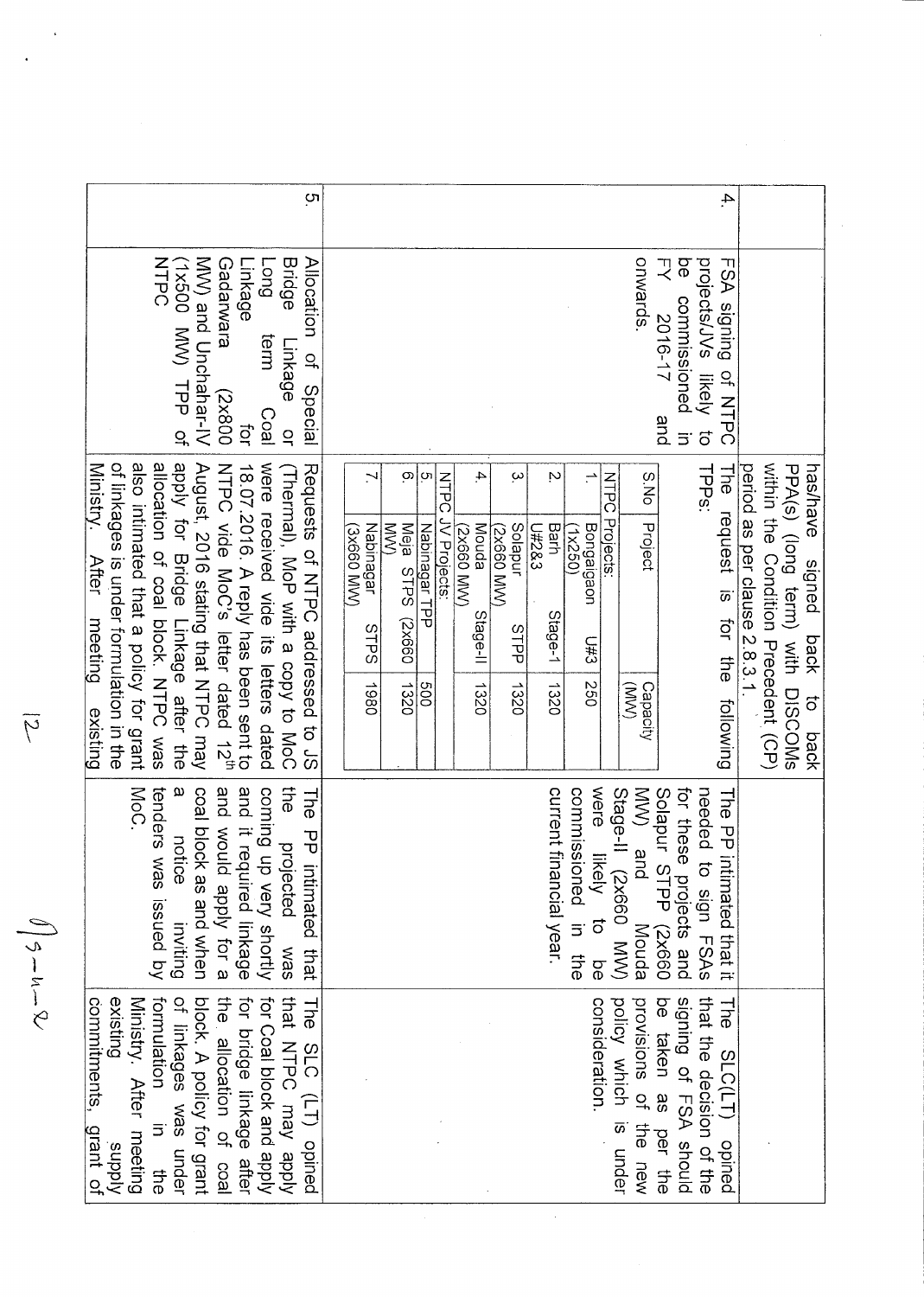| | | | | |
|---|---|---|---|---|
| | | has/have signed back to back PPA(s) (long term) with DISCOMs within the Condition Precedent (CP) period as per clause 2.8.3.1. | | |
| 4. | FSA signing of NTPC projects/JVs likely to be commissioned in FY 2016-17 and onwards. | The request is for the following TPPs:<br><br>**S.No / Project / Capacity (MW)**<br>NTPC Projects:<br>1. Bongaigaon U#3 (1x250) — 250<br>2. Barh Stage-1 U#2&3 — 1320<br>3. Solapur STPP (2x660 MW) — 1320<br>4. Mouda Stage-II (2x660 MW) — 1320<br>NTPC JV Projects:<br>5. Nabinagar TPP — 500<br>6. Meja STPS (2x660 MW) — 1320<br>7. Nabinagar STPS (3x660 MW) — 1980 | The PP intimated that it needed to sign FSAs for these projects and Solapur STPP (2x660 MW) and Mouda Stage-II (2x660 MW) were likely to be commissioned in the current financial year. | The SLC(LT) opined that the decision of the signing of FSA should be taken as per the provisions of the new policy which is under consideration. |
| 5. | Allocation of Special Bridge Linkage or Long term Coal Linkage for Gadarwara (2x800 MW) and Unchahar-IV (1x500 MW) TPP of NTPC | Requests of NTPC addressed to JS (Thermal), MoP with a copy to MoC were received vide its letters dated 18.07.2016. A reply has been sent to NTPC vide MoC's letter dated 12th August, 2016 stating that NTPC may apply for Bridge Linkage after the allocation of coal block. NTPC was also intimated that a policy for grant of linkages is under formulation in the Ministry. After meeting existing | The PP intimated that the projected was coming up very shortly and it required linkage and would apply for a coal block as and when a notice inviting tenders was issued by MoC. | The SLC (LT) opined that NTPC may apply for Coal block and apply for bridge linkage after the allocation of coal block. A policy for grant of linkages was under formulation in the Ministry. After meeting existing supply commitments, grant of |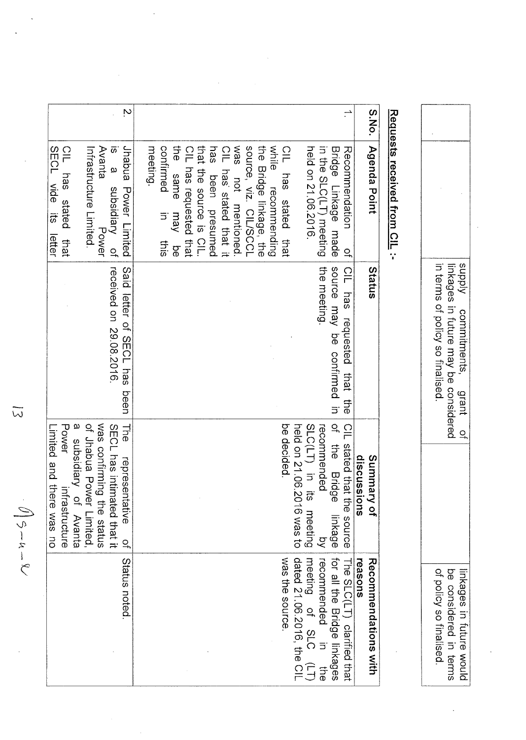| | | supply commitments, grant of linkages in future may be considered in terms of policy so finalised. | | linkages in future would be considered in terms of policy so finalised. |
|---|---|---|---|---|

## Requests received from CIL :-

| S.No. | Agenda Point | Status | Summary of discussions | Recommendations with reasons |
|---|---|---|---|---|
| 1. | Recommendation of Bridge Linkage made in the SLC(LT) meeting held on 21.06.2016.<br><br>CIL has stated that while recommending the Bridge linkage, the source, viz. CIL/SCCL was not mentioned. CIL has stated that it has been presumed that the source is CIL. CIL has requested that the same may be confirmed in this meeting. | CIL has requested that the source may be confirmed in the meeting. | CIL stated that the source of the Bridge linkage recommended by SLC(LT) in its meeting held on 21.06.2016 was to be decided. | The SLC(LT) clarified that for all the Bridge linkages recommended in the meeting of SLC (LT) dated 21.06.2016, the CIL was the source. |
| 2. | Jhabua Power Limited is a subsidiary of Avanta Power Infrastructure Limited.<br><br>CIL has stated that SECL vide its letter | Said letter of SECL has been received on 29.08.2016. | The representative of SECL has intimated that it was confirming the status of Jhabua Power Limited, a subsidiary of Avanta Power infrastructure Limited and there was no | Status noted. |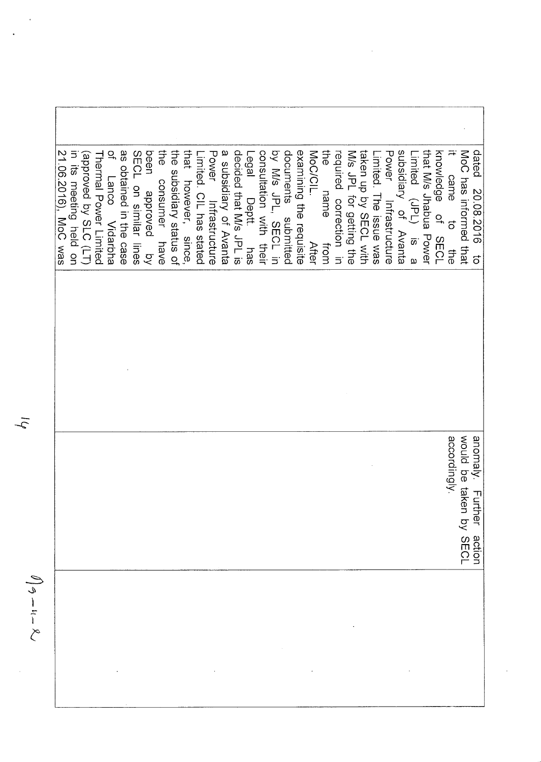|  | dated 20.08.2016 to MoC has informed that it came to the knowledge of SECL that M/s Jhabua Power Limited (JPL) is a subsidiary of Avanta Power Infrastructure Limited. The issue was taken up by SECL with M/s JPL for getting the required correction in the name from MoC/CIL. After examining the requisite documents submitted by M/s JPL, SECL in consultation with their Legal Deptt. has decided that M/s JPL is a subsidiary of Avanta Power Infrastructure Limited. CIL has stated that however, since, the subsidiary status of the consumer have been approved by SECL on similar lines as obtained in the case of Lanco Vidarbha Thermal Power Limited (approved by SLC (LT) in its meeting held on 21.06.2016), MoC was |  | anomaly. Further action would be taken by SECL accordingly. |  |
|---|---|---|---|---|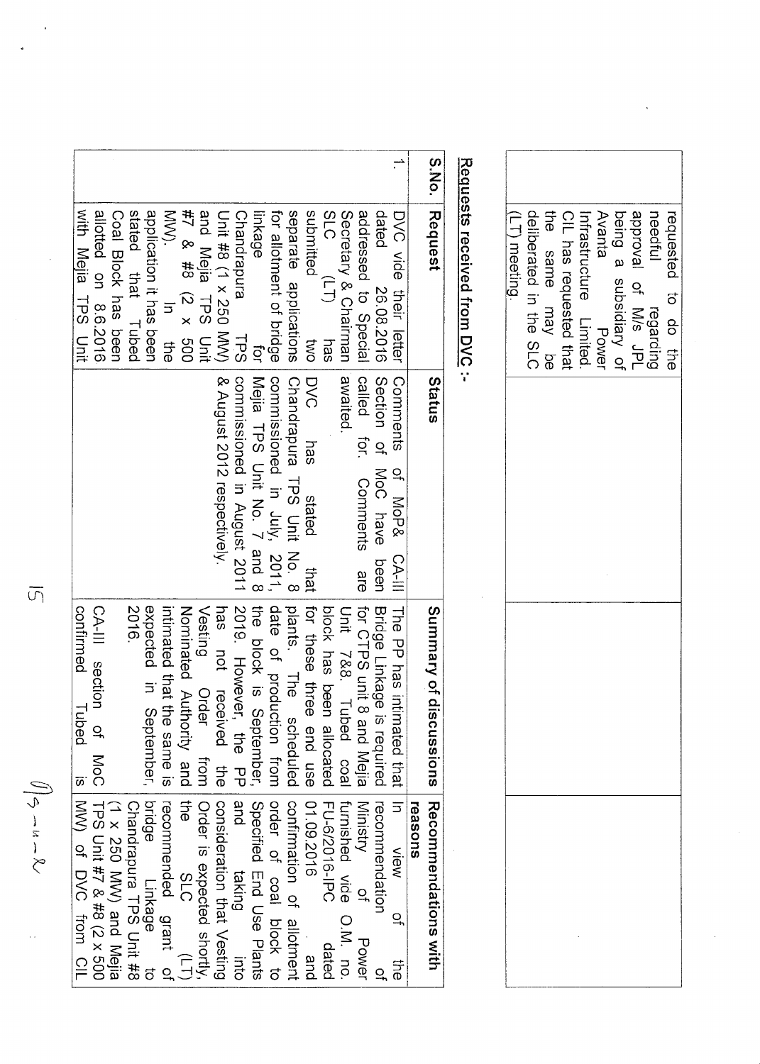| | | | |
|---|---|---|---|
| | requested to do the needful regarding approval of M/s JPL being a subsidiary of Avanta Power Infrastructure Limited. CIL has requested that the same may be deliberated in the SLC (LT) meeting. | | |

## Requests received from DVC :-

| S.No. | Request | Status | Summary of discussions | Recommendations with reasons |
|---|---|---|---|---|
| 1. | DVC vide their letter dated 26.08.2016 addressed to Special Secretary & Chairman SLC (LT) has submitted two separate applications for allotment of bridge linkage for Chandrapura TPS Unit #8 (1 x 250 MW) and Mejia TPS Unit #7 & #8 (2 x 500 MW). In the application it has been stated that Tubed Coal Block has been allotted on 8.6.2016 with Mejia TPS Unit | Comments of MoP& CA-III Section of MoC have been called for. Comments are awaited. DVC has stated that Chandrapura TPS Unit No. 8 commissioned in July, 2011, Mejia TPS Unit No. 7 and 8 commissioned in August 2011 & August 2012 respectively. | The PP has intimated that Bridge Linkage is required for CTPS unit 8 and Mejia Unit 7&8. Tubed coal block has been allocated for these three end use plants. The scheduled date of production from the block is September, 2019. However, the PP has not received the Vesting Order from Nominated Authority and intimated that the same is expected in September, 2016. CA-III section of MoC confirmed Tubed is | In view of the recommendation of Ministry of Power furnished vide O.M. no. FU-6/2016-IPC dated 01.09.2016 and confirmation of allotment order of coal block to Specified End Use Plants and taking into consideration that Vesting Order is expected shortly, the SLC (LT) recommended grant of bridge Linkage to Chandrapura TPS Unit #8 (1 x 250 MW) and Mejia TPS Unit #7 & #8 (2 x 500 MW) of DVC from CIL |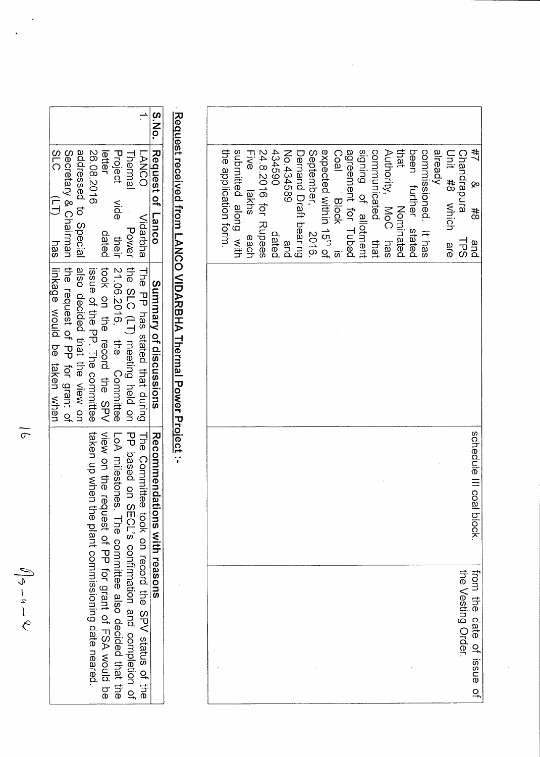| | #7 & #8 and Chandrapura TPS Unit #8 which are already commissioned. It has been further stated that Nominated Authority, MoC has communicated that signing of allotment agreement for Tubed Coal Block is expected within 15th of September, 2016. Demand Draft bearing No.434589 and 434590 dated 24.8.2016 for Rupees Five lakhs each submitted along with the application form. | schedule III coal block. | from the date of issue of the Vesting Order. |
|---|---|---|---|

**Request received from LANCO VIDARBHA Thermal Power Project :-**

| S.No. | Request of Lanco | Summary of discussions | Recommendations with reasons |
|---|---|---|---|
| 1. | LANCO Vidarbha Thermal Power Project vide their letter dated 26.08.2016 addressed to Special Secretary & Chairman SLC (LT) has | The PP has stated that during the SLC (LT) meeting held on 21.06.2016, the Committee took on the record the SPV issue of the PP. The committee also decided that the view on the request of PP for grant of linkage would be taken when | The Committee took on record the SPV status of the PP based on SECL's confirmation and completion of LoA milestones. The committee also decided that the view on the request of PP for grant of FSA would be taken up when the plant commissioning date neared. |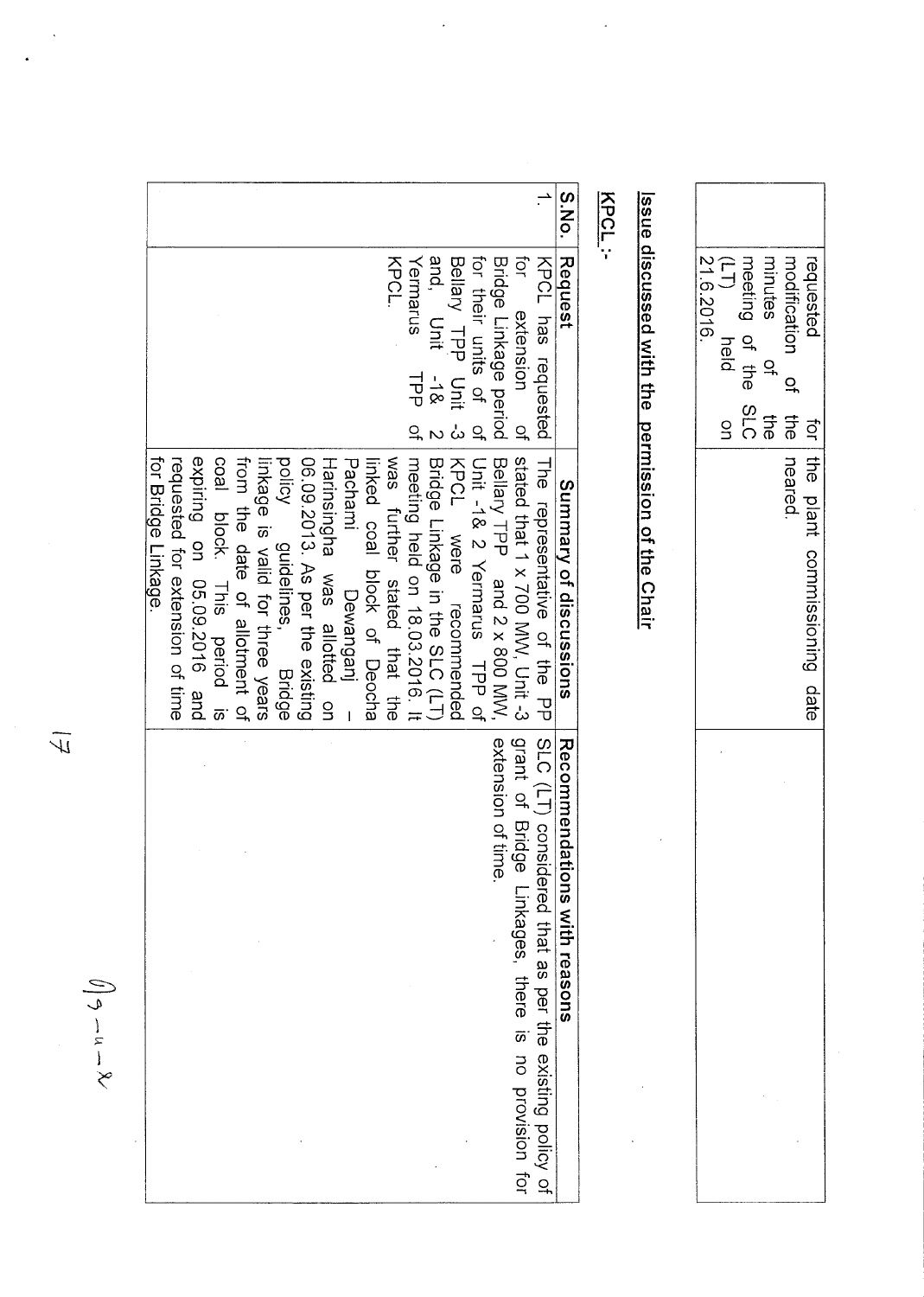| | requested modification of the minutes of the SLC (LT) meeting held on 21.6.2016. | for the plant commissioning date neared. | |
|---|---|---|---|

## Issue discussed with the permission of the Chair

### KPCL :-

| S.No. | Request | Summary of discussions | Recommendations with reasons |
|---|---|---|---|
| 1. | KPCL has requested for extension of Bridge Linkage period for their units of of Bellary TPP Unit -3 and, Unit -1& 2 Yermarus TPP of KPCL. | The representative of the PP stated that 1 x 700 MW, Unit -3 Bellary TPP and 2 x 800 MW, Unit -1& 2 Yermarus TPP of KPCL were recommended Bridge Linkage in the SLC (LT) meeting held on 18.03.2016. It was further stated that the linked coal block of Deocha Pachami Dewanganj – Harinsingha was allotted on 06.09.2013. As per the existing policy guidelines, Bridge linkage is valid for three years from the date of allotment of coal block. This period is expiring on 05.09.2016 and requested for extension of time for Bridge Linkage. | SLC (LT) considered that as per the existing policy of grant of Bridge Linkages, there is no provision for extension of time. |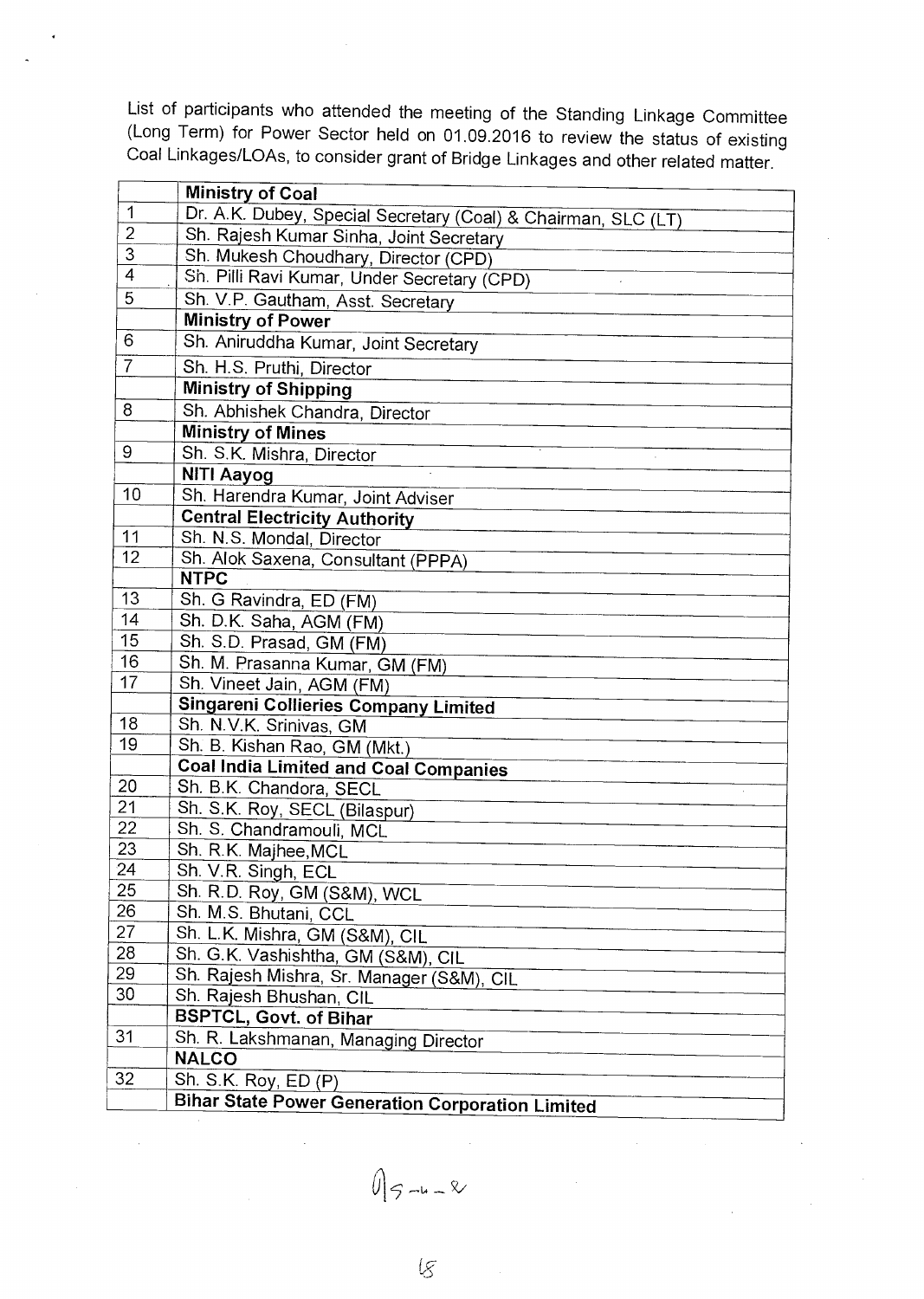List of participants who attended the meeting of the Standing Linkage Committee (Long Term) for Power Sector held on 01.09.2016 to review the status of existing Coal Linkages/LOAs, to consider grant of Bridge Linkages and other related matter.

| | **Ministry of Coal** |
|---|---|
| 1 | Dr. A.K. Dubey, Special Secretary (Coal) & Chairman, SLC (LT) |
| 2 | Sh. Rajesh Kumar Sinha, Joint Secretary |
| 3 | Sh. Mukesh Choudhary, Director (CPD) |
| 4 | Sh. Pilli Ravi Kumar, Under Secretary (CPD) |
| 5 | Sh. V.P. Gautham, Asst. Secretary |
| | **Ministry of Power** |
| 6 | Sh. Aniruddha Kumar, Joint Secretary |
| 7 | Sh. H.S. Pruthi, Director |
| | **Ministry of Shipping** |
| 8 | Sh. Abhishek Chandra, Director |
| | **Ministry of Mines** |
| 9 | Sh. S.K. Mishra, Director |
| | **NITI Aayog** |
| 10 | Sh. Harendra Kumar, Joint Adviser |
| | **Central Electricity Authority** |
| 11 | Sh. N.S. Mondal, Director |
| 12 | Sh. Alok Saxena, Consultant (PPPA) |
| | **NTPC** |
| 13 | Sh. G Ravindra, ED (FM) |
| 14 | Sh. D.K. Saha, AGM (FM) |
| 15 | Sh. S.D. Prasad, GM (FM) |
| 16 | Sh. M. Prasanna Kumar, GM (FM) |
| 17 | Sh. Vineet Jain, AGM (FM) |
| | **Singareni Collieries Company Limited** |
| 18 | Sh. N.V.K. Srinivas, GM |
| 19 | Sh. B. Kishan Rao, GM (Mkt.) |
| | **Coal India Limited and Coal Companies** |
| 20 | Sh. B.K. Chandora, SECL |
| 21 | Sh. S.K. Roy, SECL (Bilaspur) |
| 22 | Sh. S. Chandramouli, MCL |
| 23 | Sh. R.K. Majhee,MCL |
| 24 | Sh. V.R. Singh, ECL |
| 25 | Sh. R.D. Roy, GM (S&M), WCL |
| 26 | Sh. M.S. Bhutani, CCL |
| 27 | Sh. L.K. Mishra, GM (S&M), CIL |
| 28 | Sh. G.K. Vashishtha, GM (S&M), CIL |
| 29 | Sh. Rajesh Mishra, Sr. Manager (S&M), CIL |
| 30 | Sh. Rajesh Bhushan, CIL |
| | **BSPTCL, Govt. of Bihar** |
| 31 | Sh. R. Lakshmanan, Managing Director |
| | **NALCO** |
| 32 | Sh. S.K. Roy, ED (P) |
| | **Bihar State Power Generation Corporation Limited** |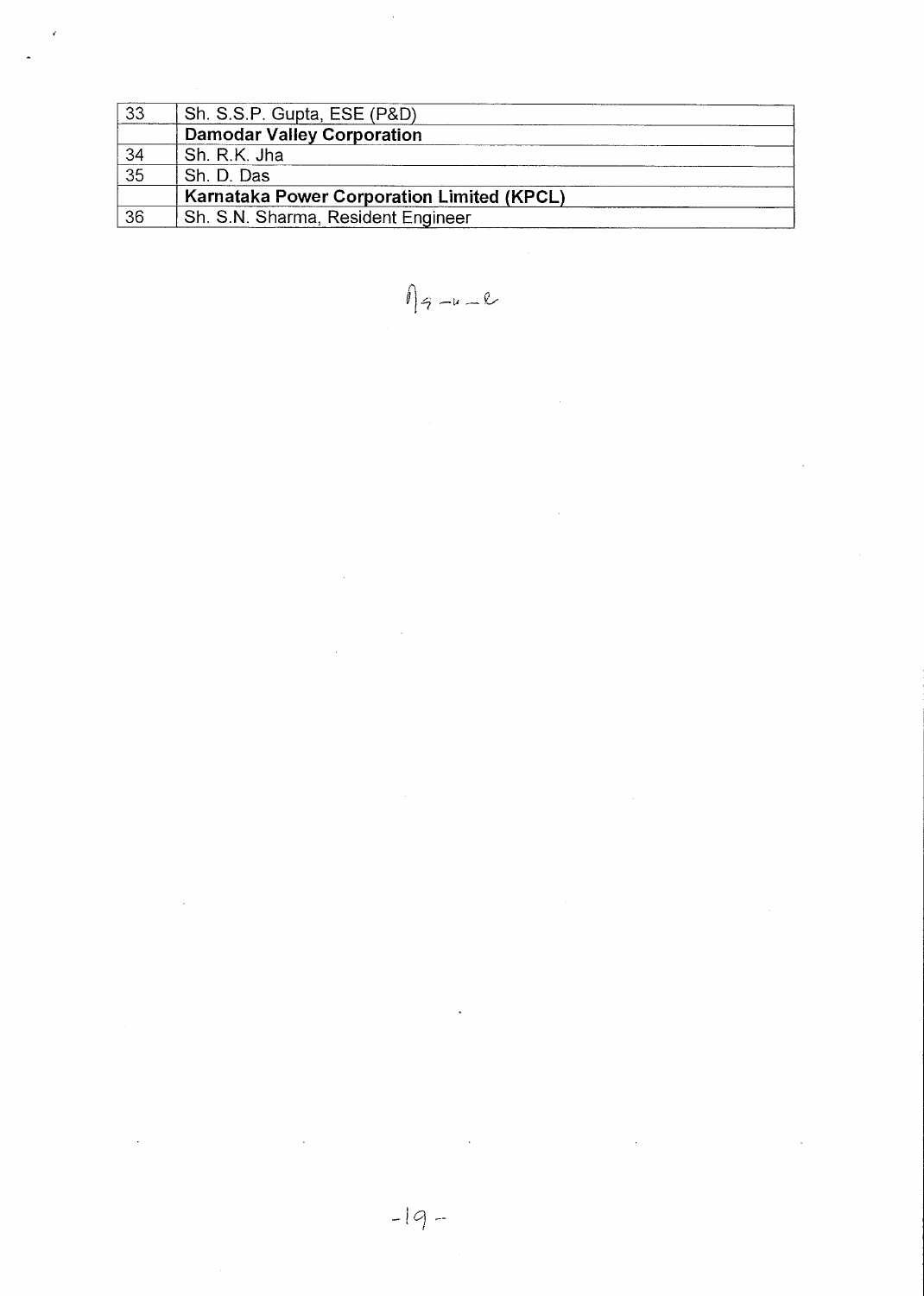| | |
|---|---|
| 33 | Sh. S.S.P. Gupta, ESE (P&D) |
| | **Damodar Valley Corporation** |
| 34 | Sh. R.K. Jha |
| 35 | Sh. D. Das |
| | **Karnataka Power Corporation Limited (KPCL)** |
| 36 | Sh. S.N. Sharma, Resident Engineer |